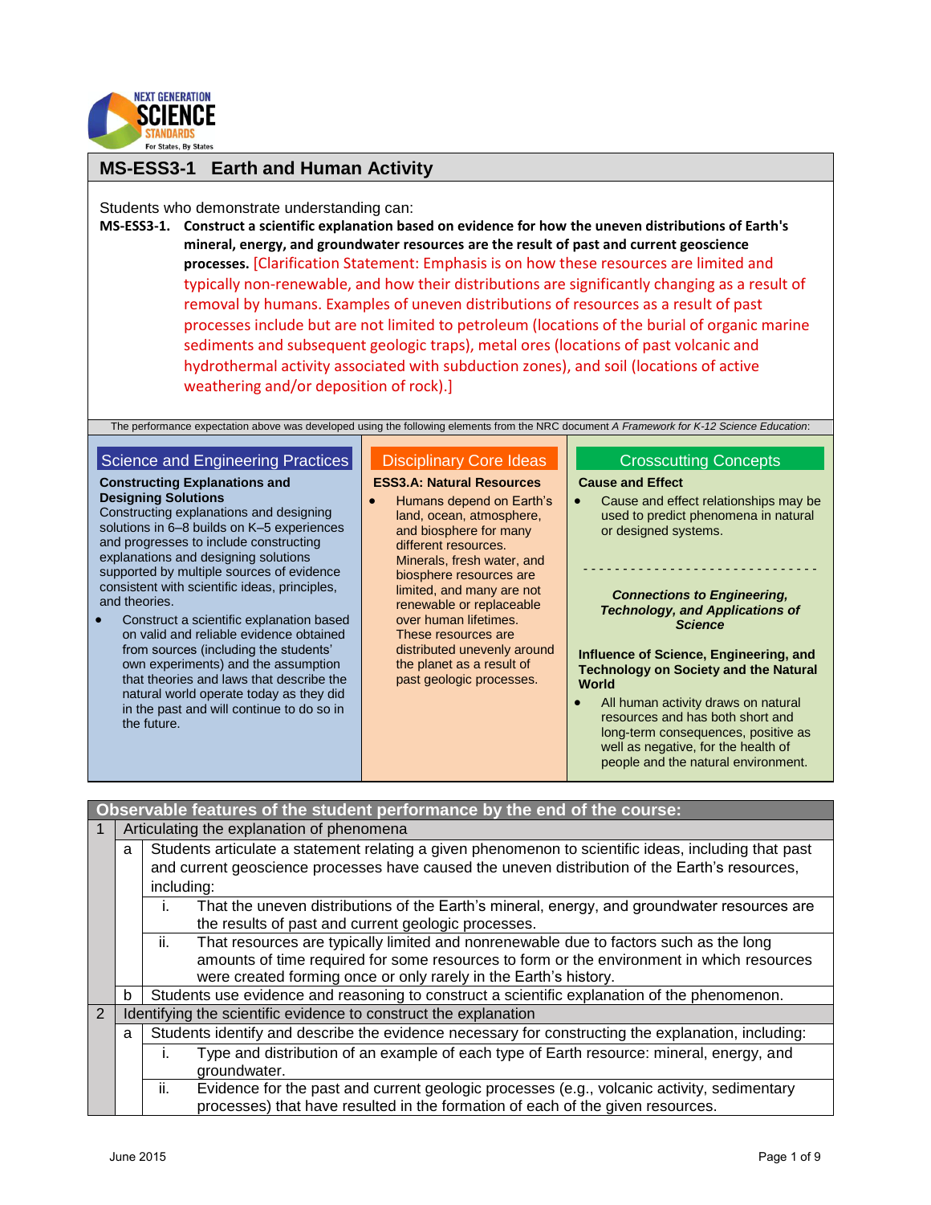## MS-ESS3-1 Earth and Human Activity

Students who demonstrate understanding can:

**MS-ESS3-1. Construct a scientific explanation based on evidence for how the uneven distributions of Earth's mineral, energy, and groundwater resources are the result of past and current geoscience processes.** [Clarification Statement: Emphasis is on how these resources are limited and typically non-renewable, and how their distributions are significantly changing as a result of removal by humans. Examples of uneven distributions of resources as a result of past processes include but are not limited to petroleum (locations of the burial of organic marine sediments and subsequent geologic traps), metal ores (locations of past volcanic and hydrothermal activity associated with subduction zones), and soil (locations of active weathering and/or deposition of rock).]

The performance expectation above was developed using the following elements from the NRC document *A Framework for K-12 Science Education*:

### Science and Engineering Practices

**Constructing Explanations and Designing Solutions**

Constructing explanations and designing solutions in 6–8 builds on K–5 experiences and progresses to include constructing explanations and designing solutions supported by multiple sources of evidence consistent with scientific ideas, principles, and theories.

- Construct a scientific explanation based on valid and reliable evidence obtained from sources (including the students' own experiments) and the assumption that theories and laws that describe the natural world operate today as they did in the past and will continue to do so in the future.

### Disciplinary Core Ideas

**ESS3.A: Natural Resources**

- Humans depend on Earth's land, ocean, atmosphere, and biosphere for many different resources. Minerals, fresh water, and biosphere resources are limited, and many are not renewable or replaceable over human lifetimes. These resources are distributed unevenly around the planet as a result of past geologic processes.

### Crosscutting Concepts

**Cause and Effect**

- Cause and effect relationships may be used to predict phenomena in natural or designed systems.

---

***Connections to Engineering, Technology, and Applications of Science***

**Influence of Science, Engineering, and Technology on Society and the Natural World**

- All human activity draws on natural resources and has both short and long-term consequences, positive as well as negative, for the health of people and the natural environment.

| Observable features of the student performance by the end of the course: | | | |
|---|---|---|---|
| 1 | Articulating the explanation of phenomena | | |
| | a | Students articulate a statement relating a given phenomenon to scientific ideas, including that past and current geoscience processes have caused the uneven distribution of the Earth's resources, including: | |
| | | i. | That the uneven distributions of the Earth's mineral, energy, and groundwater resources are the results of past and current geologic processes. |
| | | ii. | That resources are typically limited and nonrenewable due to factors such as the long amounts of time required for some resources to form or the environment in which resources were created forming once or only rarely in the Earth's history. |
| | b | Students use evidence and reasoning to construct a scientific explanation of the phenomenon. | |
| 2 | Identifying the scientific evidence to construct the explanation | | |
| | a | Students identify and describe the evidence necessary for constructing the explanation, including: | |
| | | i. | Type and distribution of an example of each type of Earth resource: mineral, energy, and groundwater. |
| | | ii. | Evidence for the past and current geologic processes (e.g., volcanic activity, sedimentary processes) that have resulted in the formation of each of the given resources. |

June 2015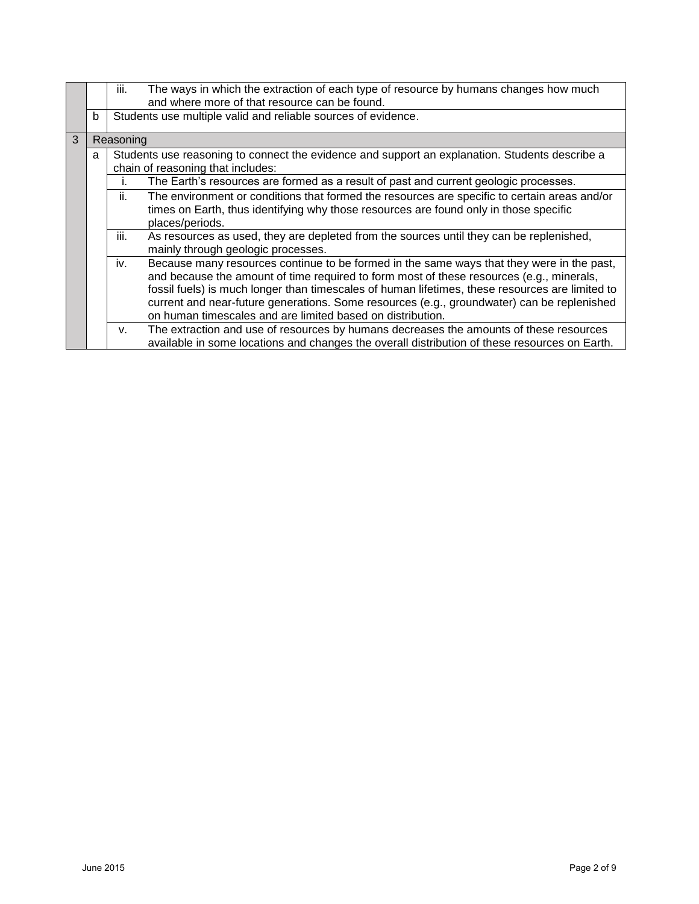| | | | |
|---|---|---|---|
| | | iii. | The ways in which the extraction of each type of resource by humans changes how much and where more of that resource can be found. |
| | b | Students use multiple valid and reliable sources of evidence. | |
| 3 | Reasoning | | |
| | a | Students use reasoning to connect the evidence and support an explanation. Students describe a chain of reasoning that includes: | |
| | | i. | The Earth's resources are formed as a result of past and current geologic processes. |
| | | ii. | The environment or conditions that formed the resources are specific to certain areas and/or times on Earth, thus identifying why those resources are found only in those specific places/periods. |
| | | iii. | As resources as used, they are depleted from the sources until they can be replenished, mainly through geologic processes. |
| | | iv. | Because many resources continue to be formed in the same ways that they were in the past, and because the amount of time required to form most of these resources (e.g., minerals, fossil fuels) is much longer than timescales of human lifetimes, these resources are limited to current and near-future generations. Some resources (e.g., groundwater) can be replenished on human timescales and are limited based on distribution. |
| | | v. | The extraction and use of resources by humans decreases the amounts of these resources available in some locations and changes the overall distribution of these resources on Earth. |

June 2015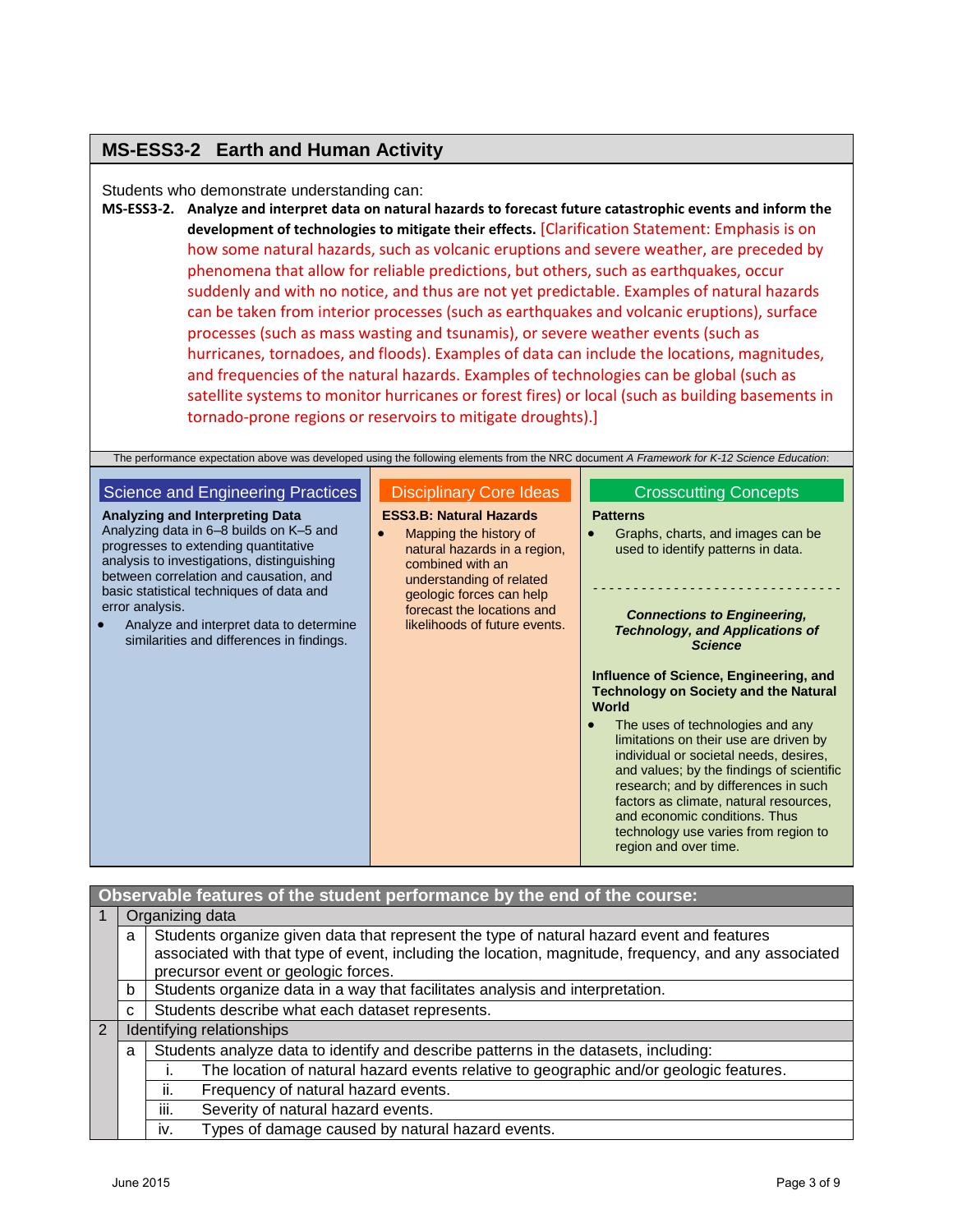## MS-ESS3-2 Earth and Human Activity

Students who demonstrate understanding can:

**MS-ESS3-2. Analyze and interpret data on natural hazards to forecast future catastrophic events and inform the development of technologies to mitigate their effects.** [Clarification Statement: Emphasis is on how some natural hazards, such as volcanic eruptions and severe weather, are preceded by phenomena that allow for reliable predictions, but others, such as earthquakes, occur suddenly and with no notice, and thus are not yet predictable. Examples of natural hazards can be taken from interior processes (such as earthquakes and volcanic eruptions), surface processes (such as mass wasting and tsunamis), or severe weather events (such as hurricanes, tornadoes, and floods). Examples of data can include the locations, magnitudes, and frequencies of the natural hazards. Examples of technologies can be global (such as satellite systems to monitor hurricanes or forest fires) or local (such as building basements in tornado-prone regions or reservoirs to mitigate droughts).]

The performance expectation above was developed using the following elements from the NRC document *A Framework for K-12 Science Education*:

### Science and Engineering Practices

**Analyzing and Interpreting Data**

Analyzing data in 6–8 builds on K–5 and progresses to extending quantitative analysis to investigations, distinguishing between correlation and causation, and basic statistical techniques of data and error analysis.

- Analyze and interpret data to determine similarities and differences in findings.

### Disciplinary Core Ideas

**ESS3.B: Natural Hazards**

- Mapping the history of natural hazards in a region, combined with an understanding of related geologic forces can help forecast the locations and likelihoods of future events.

### Crosscutting Concepts

**Patterns**

- Graphs, charts, and images can be used to identify patterns in data.

- - - - - - - - - - - - - - - - - - - - - - - - - - - - -

***Connections to Engineering, Technology, and Applications of Science***

**Influence of Science, Engineering, and Technology on Society and the Natural World**

- The uses of technologies and any limitations on their use are driven by individual or societal needs, desires, and values; by the findings of scientific research; and by differences in such factors as climate, natural resources, and economic conditions. Thus technology use varies from region to region and over time.

| Observable features of the student performance by the end of the course: | | | |
|---|---|---|---|
| 1 | Organizing data | | |
| | a | Students organize given data that represent the type of natural hazard event and features associated with that type of event, including the location, magnitude, frequency, and any associated precursor event or geologic forces. | |
| | b | Students organize data in a way that facilitates analysis and interpretation. | |
| | c | Students describe what each dataset represents. | |
| 2 | Identifying relationships | | |
| | a | Students analyze data to identify and describe patterns in the datasets, including: | |
| | | i. | The location of natural hazard events relative to geographic and/or geologic features. |
| | | ii. | Frequency of natural hazard events. |
| | | iii. | Severity of natural hazard events. |
| | | iv. | Types of damage caused by natural hazard events. |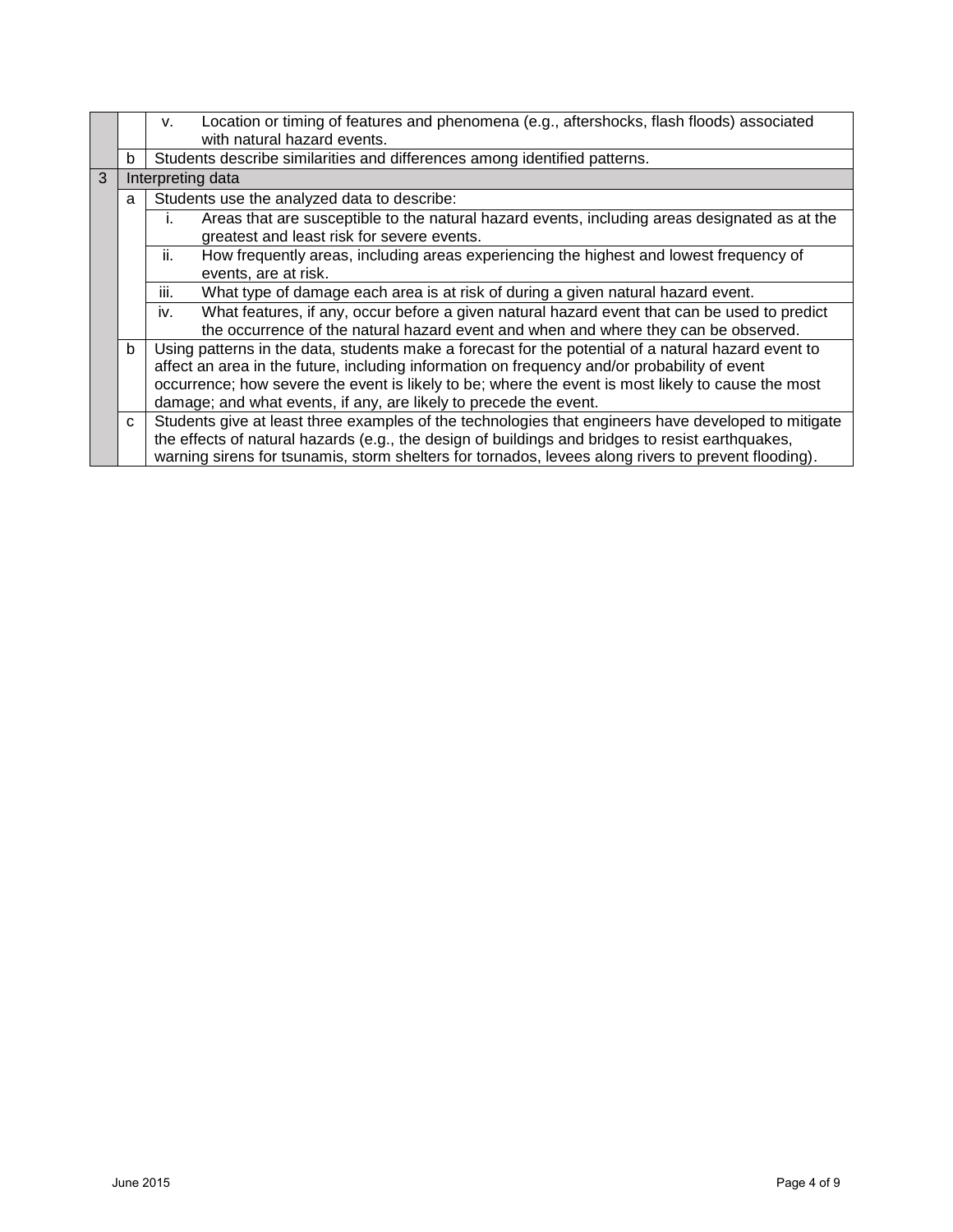| | | |
|---|---|---|
| | | v. Location or timing of features and phenomena (e.g., aftershocks, flash floods) associated with natural hazard events. |
| | b | Students describe similarities and differences among identified patterns. |
| 3 | Interpreting data | |
| | a | Students use the analyzed data to describe: |
| | | i. Areas that are susceptible to the natural hazard events, including areas designated as at the greatest and least risk for severe events. |
| | | ii. How frequently areas, including areas experiencing the highest and lowest frequency of events, are at risk. |
| | | iii. What type of damage each area is at risk of during a given natural hazard event. |
| | | iv. What features, if any, occur before a given natural hazard event that can be used to predict the occurrence of the natural hazard event and when and where they can be observed. |
| | b | Using patterns in the data, students make a forecast for the potential of a natural hazard event to affect an area in the future, including information on frequency and/or probability of event occurrence; how severe the event is likely to be; where the event is most likely to cause the most damage; and what events, if any, are likely to precede the event. |
| | c | Students give at least three examples of the technologies that engineers have developed to mitigate the effects of natural hazards (e.g., the design of buildings and bridges to resist earthquakes, warning sirens for tsunamis, storm shelters for tornados, levees along rivers to prevent flooding). |

June 2015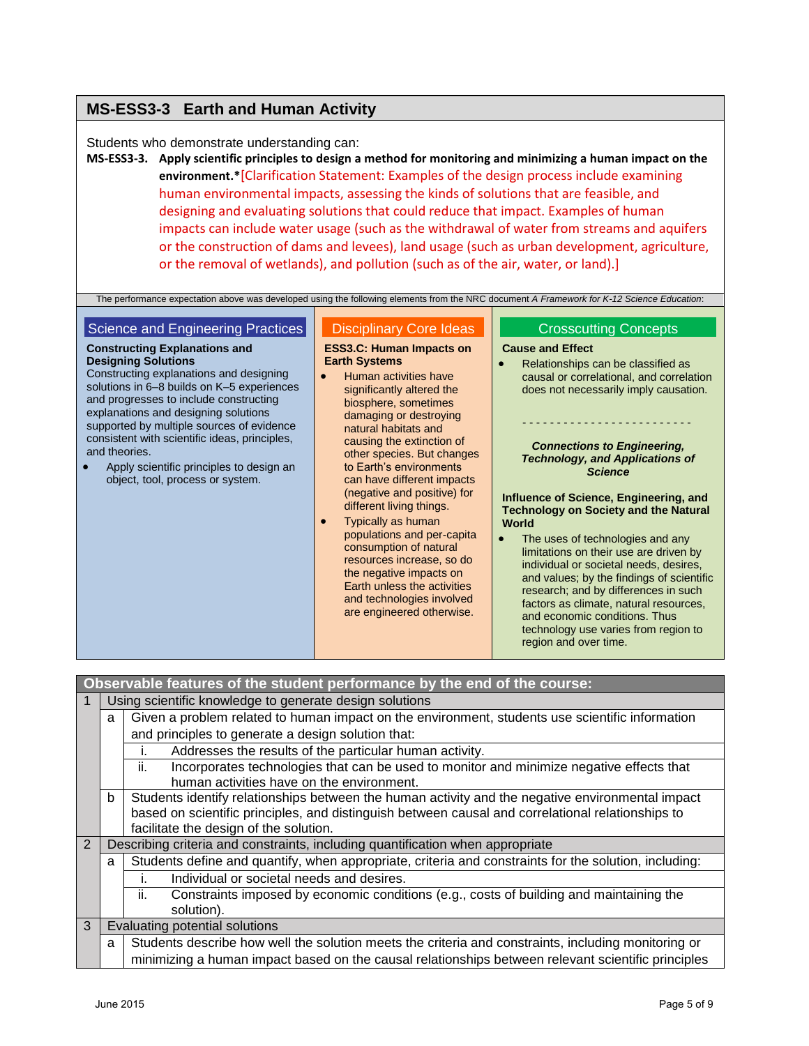## MS-ESS3-3 Earth and Human Activity

Students who demonstrate understanding can:

**MS-ESS3-3. Apply scientific principles to design a method for monitoring and minimizing a human impact on the environment.*** [Clarification Statement: Examples of the design process include examining human environmental impacts, assessing the kinds of solutions that are feasible, and designing and evaluating solutions that could reduce that impact. Examples of human impacts can include water usage (such as the withdrawal of water from streams and aquifers or the construction of dams and levees), land usage (such as urban development, agriculture, or the removal of wetlands), and pollution (such as of the air, water, or land).]

The performance expectation above was developed using the following elements from the NRC document *A Framework for K-12 Science Education*:

### Science and Engineering Practices

**Constructing Explanations and Designing Solutions**

Constructing explanations and designing solutions in 6–8 builds on K–5 experiences and progresses to include constructing explanations and designing solutions supported by multiple sources of evidence consistent with scientific ideas, principles, and theories.

- Apply scientific principles to design an object, tool, process or system.

### Disciplinary Core Ideas

**ESS3.C: Human Impacts on Earth Systems**

- Human activities have significantly altered the biosphere, sometimes damaging or destroying natural habitats and causing the extinction of other species. But changes to Earth's environments can have different impacts (negative and positive) for different living things.
- Typically as human populations and per-capita consumption of natural resources increase, so do the negative impacts on Earth unless the activities and technologies involved are engineered otherwise.

### Crosscutting Concepts

**Cause and Effect**

- Relationships can be classified as causal or correlational, and correlation does not necessarily imply causation.

- - - - - - - - - - - - - - - - - - - - - - - -

***Connections to Engineering, Technology, and Applications of Science***

**Influence of Science, Engineering, and Technology on Society and the Natural World**

- The uses of technologies and any limitations on their use are driven by individual or societal needs, desires, and values; by the findings of scientific research; and by differences in such factors as climate, natural resources, and economic conditions. Thus technology use varies from region to region and over time.

| **Observable features of the student performance by the end of the course:** | | | |
|---|---|---|---|
| 1 | Using scientific knowledge to generate design solutions | | |
| | a | Given a problem related to human impact on the environment, students use scientific information and principles to generate a design solution that: | |
| | | i. | Addresses the results of the particular human activity. |
| | | ii. | Incorporates technologies that can be used to monitor and minimize negative effects that human activities have on the environment. |
| | b | Students identify relationships between the human activity and the negative environmental impact based on scientific principles, and distinguish between causal and correlational relationships to facilitate the design of the solution. | |
| 2 | Describing criteria and constraints, including quantification when appropriate | | |
| | a | Students define and quantify, when appropriate, criteria and constraints for the solution, including: | |
| | | i. | Individual or societal needs and desires. |
| | | ii. | Constraints imposed by economic conditions (e.g., costs of building and maintaining the solution). |
| 3 | Evaluating potential solutions | | |
| | a | Students describe how well the solution meets the criteria and constraints, including monitoring or minimizing a human impact based on the causal relationships between relevant scientific principles | |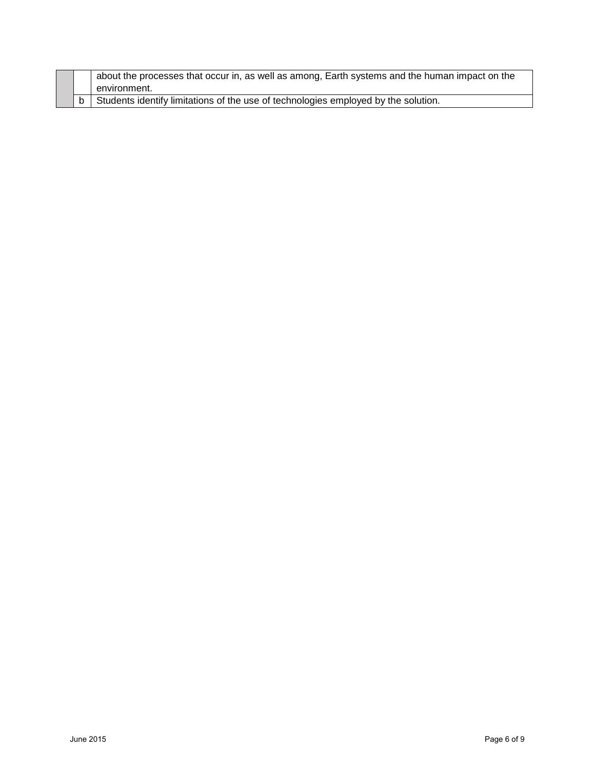| | | |
|---|---|---|
| | | about the processes that occur in, as well as among, Earth systems and the human impact on the environment. |
| | b | Students identify limitations of the use of technologies employed by the solution. |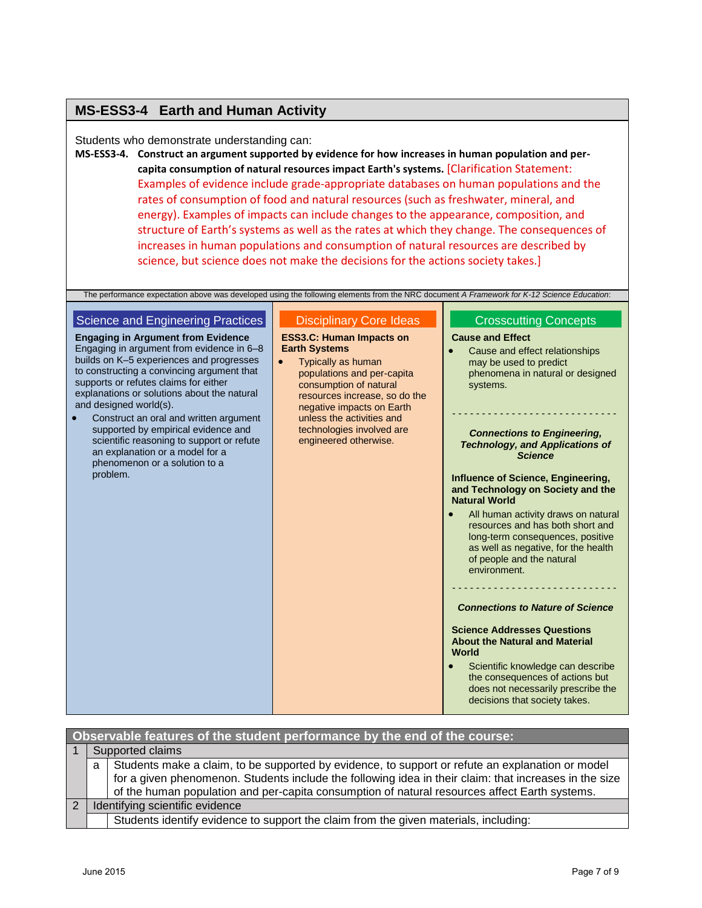## MS-ESS3-4 Earth and Human Activity

Students who demonstrate understanding can:

**MS-ESS3-4. Construct an argument supported by evidence for how increases in human population and per-capita consumption of natural resources impact Earth's systems.** [Clarification Statement: Examples of evidence include grade-appropriate databases on human populations and the rates of consumption of food and natural resources (such as freshwater, mineral, and energy). Examples of impacts can include changes to the appearance, composition, and structure of Earth's systems as well as the rates at which they change. The consequences of increases in human populations and consumption of natural resources are described by science, but science does not make the decisions for the actions society takes.]

The performance expectation above was developed using the following elements from the NRC document *A Framework for K-12 Science Education*:

### Science and Engineering Practices

**Engaging in Argument from Evidence**

Engaging in argument from evidence in 6–8 builds on K–5 experiences and progresses to constructing a convincing argument that supports or refutes claims for either explanations or solutions about the natural and designed world(s).

- Construct an oral and written argument supported by empirical evidence and scientific reasoning to support or refute an explanation or a model for a phenomenon or a solution to a problem.

### Disciplinary Core Ideas

**ESS3.C: Human Impacts on Earth Systems**

- Typically as human populations and per-capita consumption of natural resources increase, so do the negative impacts on Earth unless the activities and technologies involved are engineered otherwise.

### Crosscutting Concepts

**Cause and Effect**

- Cause and effect relationships may be used to predict phenomena in natural or designed systems.

- - - - - - - - - - - - - - - - - - - - - - - - - - -

***Connections to Engineering, Technology, and Applications of Science***

**Influence of Science, Engineering, and Technology on Society and the Natural World**

- All human activity draws on natural resources and has both short and long-term consequences, positive as well as negative, for the health of people and the natural environment.

- - - - - - - - - - - - - - - - - - - - - - - - - - -

***Connections to Nature of Science***

**Science Addresses Questions About the Natural and Material World**

- Scientific knowledge can describe the consequences of actions but does not necessarily prescribe the decisions that society takes.

| Observable features of the student performance by the end of the course: | | |
|---|---|---|
| 1 | Supported claims | |
| | a | Students make a claim, to be supported by evidence, to support or refute an explanation or model for a given phenomenon. Students include the following idea in their claim: that increases in the size of the human population and per-capita consumption of natural resources affect Earth systems. |
| 2 | Identifying scientific evidence | |
| | | Students identify evidence to support the claim from the given materials, including: |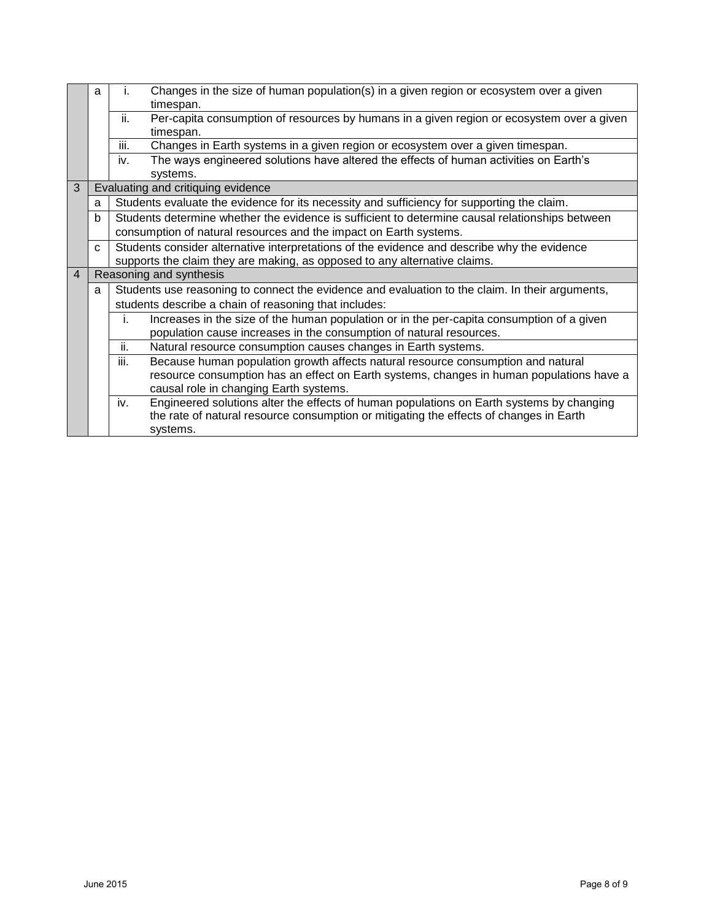| | | | |
|---|---|---|---|
| | a | i. | Changes in the size of human population(s) in a given region or ecosystem over a given timespan. |
| | | ii. | Per-capita consumption of resources by humans in a given region or ecosystem over a given timespan. |
| | | iii. | Changes in Earth systems in a given region or ecosystem over a given timespan. |
| | | iv. | The ways engineered solutions have altered the effects of human activities on Earth's systems. |
| 3 | Evaluating and critiquing evidence | | |
| | a | Students evaluate the evidence for its necessity and sufficiency for supporting the claim. | |
| | b | Students determine whether the evidence is sufficient to determine causal relationships between consumption of natural resources and the impact on Earth systems. | |
| | c | Students consider alternative interpretations of the evidence and describe why the evidence supports the claim they are making, as opposed to any alternative claims. | |
| 4 | Reasoning and synthesis | | |
| | a | Students use reasoning to connect the evidence and evaluation to the claim. In their arguments, students describe a chain of reasoning that includes: | |
| | | i. | Increases in the size of the human population or in the per-capita consumption of a given population cause increases in the consumption of natural resources. |
| | | ii. | Natural resource consumption causes changes in Earth systems. |
| | | iii. | Because human population growth affects natural resource consumption and natural resource consumption has an effect on Earth systems, changes in human populations have a causal role in changing Earth systems. |
| | | iv. | Engineered solutions alter the effects of human populations on Earth systems by changing the rate of natural resource consumption or mitigating the effects of changes in Earth systems. |

June 2015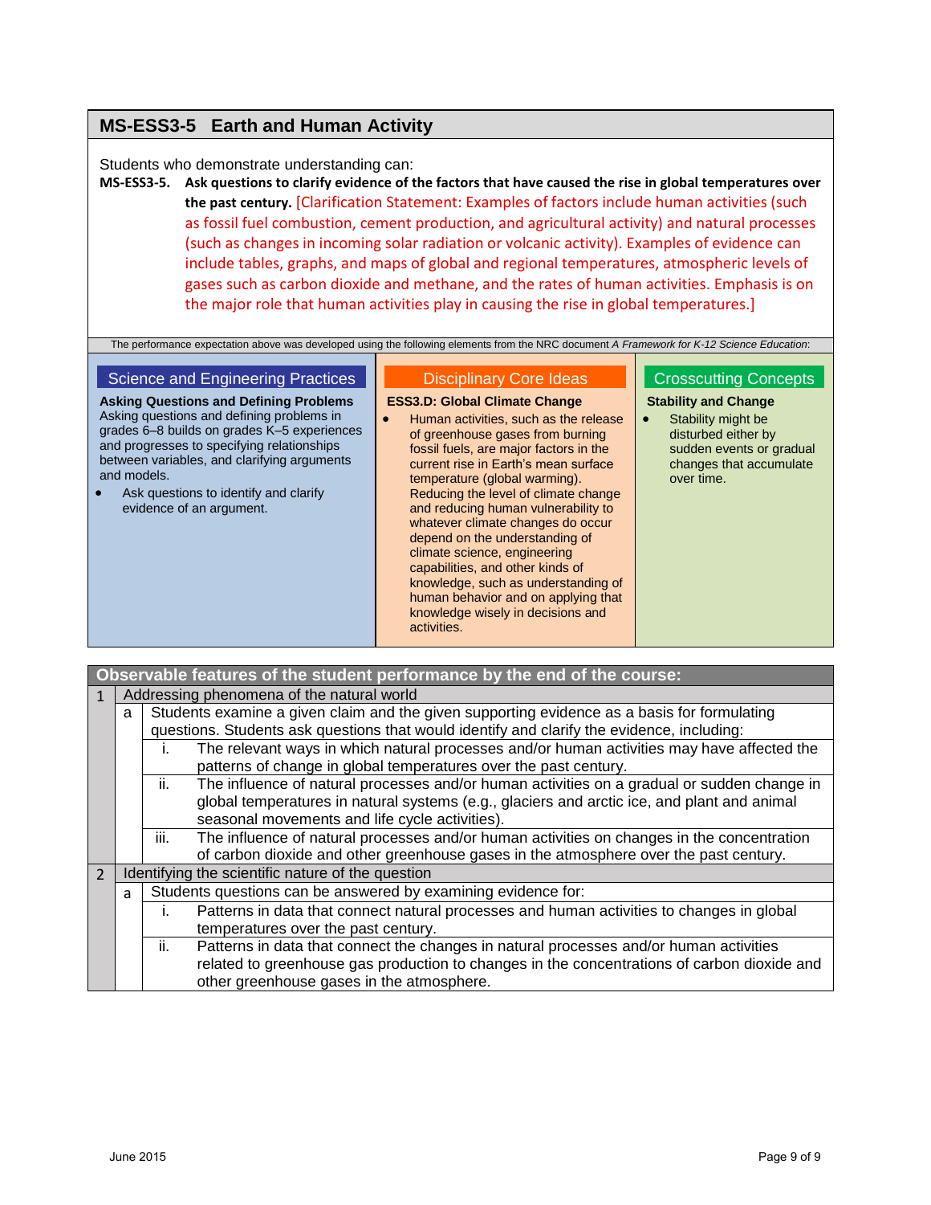## MS-ESS3-5 Earth and Human Activity

Students who demonstrate understanding can:

**MS-ESS3-5. Ask questions to clarify evidence of the factors that have caused the rise in global temperatures over the past century.** [Clarification Statement: Examples of factors include human activities (such as fossil fuel combustion, cement production, and agricultural activity) and natural processes (such as changes in incoming solar radiation or volcanic activity). Examples of evidence can include tables, graphs, and maps of global and regional temperatures, atmospheric levels of gases such as carbon dioxide and methane, and the rates of human activities. Emphasis is on the major role that human activities play in causing the rise in global temperatures.]

The performance expectation above was developed using the following elements from the NRC document *A Framework for K-12 Science Education*:

| Science and Engineering Practices | Disciplinary Core Ideas | Crosscutting Concepts |
| --- | --- | --- |
| **Asking Questions and Defining Problems**<br>Asking questions and defining problems in grades 6–8 builds on grades K–5 experiences and progresses to specifying relationships between variables, and clarifying arguments and models.<br>• Ask questions to identify and clarify evidence of an argument. | **ESS3.D: Global Climate Change**<br>• Human activities, such as the release of greenhouse gases from burning fossil fuels, are major factors in the current rise in Earth's mean surface temperature (global warming). Reducing the level of climate change and reducing human vulnerability to whatever climate changes do occur depend on the understanding of climate science, engineering capabilities, and other kinds of knowledge, such as understanding of human behavior and on applying that knowledge wisely in decisions and activities. | **Stability and Change**<br>• Stability might be disturbed either by sudden events or gradual changes that accumulate over time. |

| Observable features of the student performance by the end of the course: | | | |
| --- | --- | --- | --- |
| 1 | Addressing phenomena of the natural world | | |
| | a | Students examine a given claim and the given supporting evidence as a basis for formulating questions. Students ask questions that would identify and clarify the evidence, including: | |
| | | i. | The relevant ways in which natural processes and/or human activities may have affected the patterns of change in global temperatures over the past century. |
| | | ii. | The influence of natural processes and/or human activities on a gradual or sudden change in global temperatures in natural systems (e.g., glaciers and arctic ice, and plant and animal seasonal movements and life cycle activities). |
| | | iii. | The influence of natural processes and/or human activities on changes in the concentration of carbon dioxide and other greenhouse gases in the atmosphere over the past century. |
| 2 | Identifying the scientific nature of the question | | |
| | a | Students questions can be answered by examining evidence for: | |
| | | i. | Patterns in data that connect natural processes and human activities to changes in global temperatures over the past century. |
| | | ii. | Patterns in data that connect the changes in natural processes and/or human activities related to greenhouse gas production to changes in the concentrations of carbon dioxide and other greenhouse gases in the atmosphere. |

June 2015